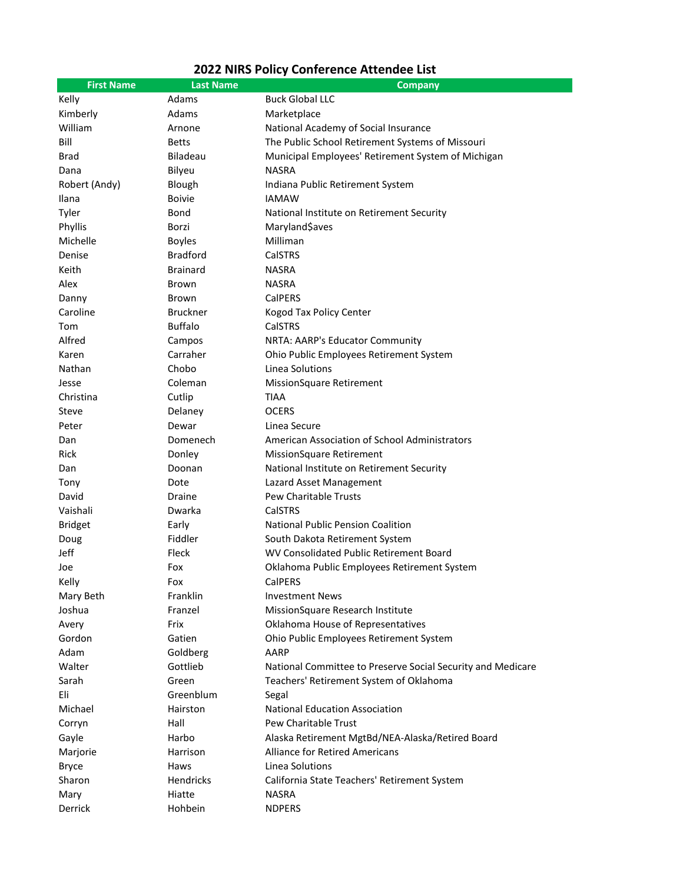# 2022 NIRS Policy Conference Attendee List

| First Name | Last Name | Company |
|---|---|---|
| Kelly | Adams | Buck Global LLC |
| Kimberly | Adams | Marketplace |
| William | Arnone | National Academy of Social Insurance |
| Bill | Betts | The Public School Retirement Systems of Missouri |
| Brad | Biladeau | Municipal Employees' Retirement System of Michigan |
| Dana | Bilyeu | NASRA |
| Robert (Andy) | Blough | Indiana Public Retirement System |
| Ilana | Boivie | IAMAW |
| Tyler | Bond | National Institute on Retirement Security |
| Phyllis | Borzi | Maryland$aves |
| Michelle | Boyles | Milliman |
| Denise | Bradford | CalSTRS |
| Keith | Brainard | NASRA |
| Alex | Brown | NASRA |
| Danny | Brown | CalPERS |
| Caroline | Bruckner | Kogod Tax Policy Center |
| Tom | Buffalo | CalSTRS |
| Alfred | Campos | NRTA: AARP's Educator Community |
| Karen | Carraher | Ohio Public Employees Retirement System |
| Nathan | Chobo | Linea Solutions |
| Jesse | Coleman | MissionSquare Retirement |
| Christina | Cutlip | TIAA |
| Steve | Delaney | OCERS |
| Peter | Dewar | Linea Secure |
| Dan | Domenech | American Association of School Administrators |
| Rick | Donley | MissionSquare Retirement |
| Dan | Doonan | National Institute on Retirement Security |
| Tony | Dote | Lazard Asset Management |
| David | Draine | Pew Charitable Trusts |
| Vaishali | Dwarka | CalSTRS |
| Bridget | Early | National Public Pension Coalition |
| Doug | Fiddler | South Dakota Retirement System |
| Jeff | Fleck | WV Consolidated Public Retirement Board |
| Joe | Fox | Oklahoma Public Employees Retirement System |
| Kelly | Fox | CalPERS |
| Mary Beth | Franklin | Investment News |
| Joshua | Franzel | MissionSquare Research Institute |
| Avery | Frix | Oklahoma House of Representatives |
| Gordon | Gatien | Ohio Public Employees Retirement System |
| Adam | Goldberg | AARP |
| Walter | Gottlieb | National Committee to Preserve Social Security and Medicare |
| Sarah | Green | Teachers' Retirement System of Oklahoma |
| Eli | Greenblum | Segal |
| Michael | Hairston | National Education Association |
| Corryn | Hall | Pew Charitable Trust |
| Gayle | Harbo | Alaska Retirement MgtBd/NEA-Alaska/Retired Board |
| Marjorie | Harrison | Alliance for Retired Americans |
| Bryce | Haws | Linea Solutions |
| Sharon | Hendricks | California State Teachers' Retirement System |
| Mary | Hiatte | NASRA |
| Derrick | Hohbein | NDPERS |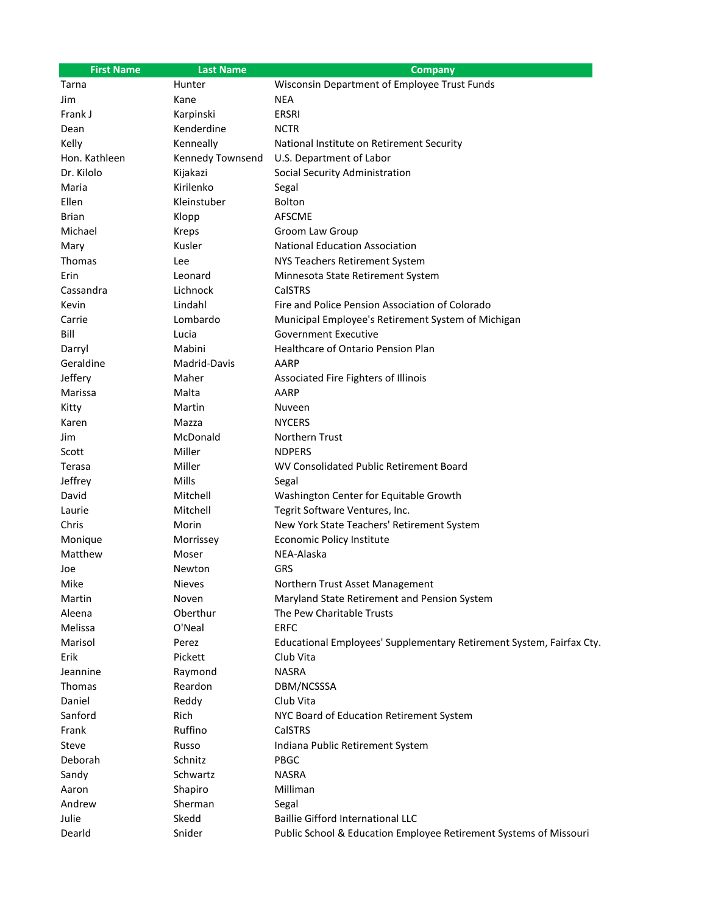| First Name | Last Name | Company |
| --- | --- | --- |
| Tarna | Hunter | Wisconsin Department of Employee Trust Funds |
| Jim | Kane | NEA |
| Frank J | Karpinski | ERSRI |
| Dean | Kenderdine | NCTR |
| Kelly | Kenneally | National Institute on Retirement Security |
| Hon. Kathleen | Kennedy Townsend | U.S. Department of Labor |
| Dr. Kilolo | Kijakazi | Social Security Administration |
| Maria | Kirilenko | Segal |
| Ellen | Kleinstuber | Bolton |
| Brian | Klopp | AFSCME |
| Michael | Kreps | Groom Law Group |
| Mary | Kusler | National Education Association |
| Thomas | Lee | NYS Teachers Retirement System |
| Erin | Leonard | Minnesota State Retirement System |
| Cassandra | Lichnock | CalSTRS |
| Kevin | Lindahl | Fire and Police Pension Association of Colorado |
| Carrie | Lombardo | Municipal Employee's Retirement System of Michigan |
| Bill | Lucia | Government Executive |
| Darryl | Mabini | Healthcare of Ontario Pension Plan |
| Geraldine | Madrid-Davis | AARP |
| Jeffery | Maher | Associated Fire Fighters of Illinois |
| Marissa | Malta | AARP |
| Kitty | Martin | Nuveen |
| Karen | Mazza | NYCERS |
| Jim | McDonald | Northern Trust |
| Scott | Miller | NDPERS |
| Terasa | Miller | WV Consolidated Public Retirement Board |
| Jeffrey | Mills | Segal |
| David | Mitchell | Washington Center for Equitable Growth |
| Laurie | Mitchell | Tegrit Software Ventures, Inc. |
| Chris | Morin | New York State Teachers' Retirement System |
| Monique | Morrissey | Economic Policy Institute |
| Matthew | Moser | NEA-Alaska |
| Joe | Newton | GRS |
| Mike | Nieves | Northern Trust Asset Management |
| Martin | Noven | Maryland State Retirement and Pension System |
| Aleena | Oberthur | The Pew Charitable Trusts |
| Melissa | O'Neal | ERFC |
| Marisol | Perez | Educational Employees' Supplementary Retirement System, Fairfax Cty. |
| Erik | Pickett | Club Vita |
| Jeannine | Raymond | NASRA |
| Thomas | Reardon | DBM/NCSSSA |
| Daniel | Reddy | Club Vita |
| Sanford | Rich | NYC Board of Education Retirement System |
| Frank | Ruffino | CalSTRS |
| Steve | Russo | Indiana Public Retirement System |
| Deborah | Schnitz | PBGC |
| Sandy | Schwartz | NASRA |
| Aaron | Shapiro | Milliman |
| Andrew | Sherman | Segal |
| Julie | Skedd | Baillie Gifford International LLC |
| Dearld | Snider | Public School & Education Employee Retirement Systems of Missouri |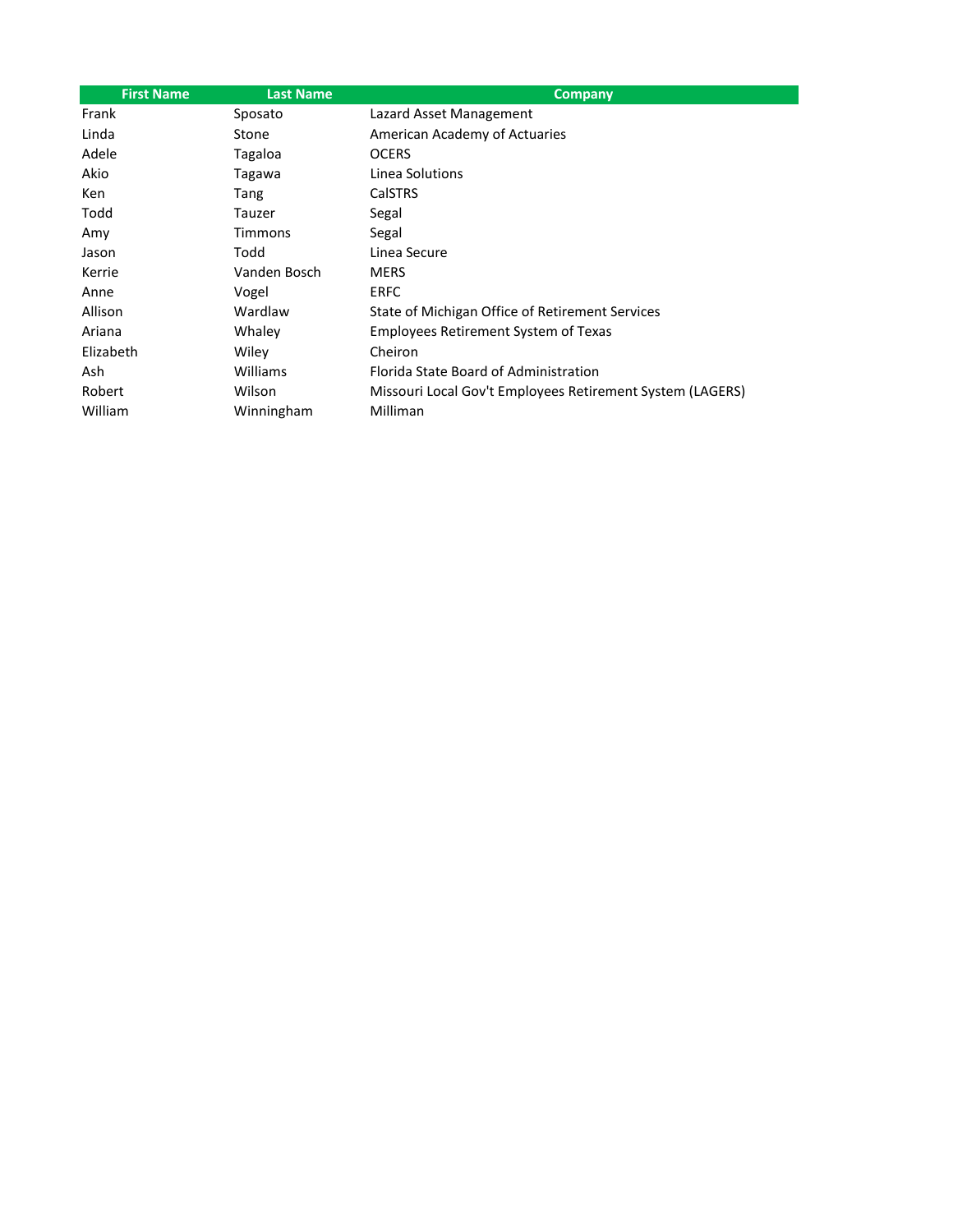| First Name | Last Name | Company |
| --- | --- | --- |
| Frank | Sposato | Lazard Asset Management |
| Linda | Stone | American Academy of Actuaries |
| Adele | Tagaloa | OCERS |
| Akio | Tagawa | Linea Solutions |
| Ken | Tang | CalSTRS |
| Todd | Tauzer | Segal |
| Amy | Timmons | Segal |
| Jason | Todd | Linea Secure |
| Kerrie | Vanden Bosch | MERS |
| Anne | Vogel | ERFC |
| Allison | Wardlaw | State of Michigan Office of Retirement Services |
| Ariana | Whaley | Employees Retirement System of Texas |
| Elizabeth | Wiley | Cheiron |
| Ash | Williams | Florida State Board of Administration |
| Robert | Wilson | Missouri Local Gov't Employees Retirement System (LAGERS) |
| William | Winningham | Milliman |